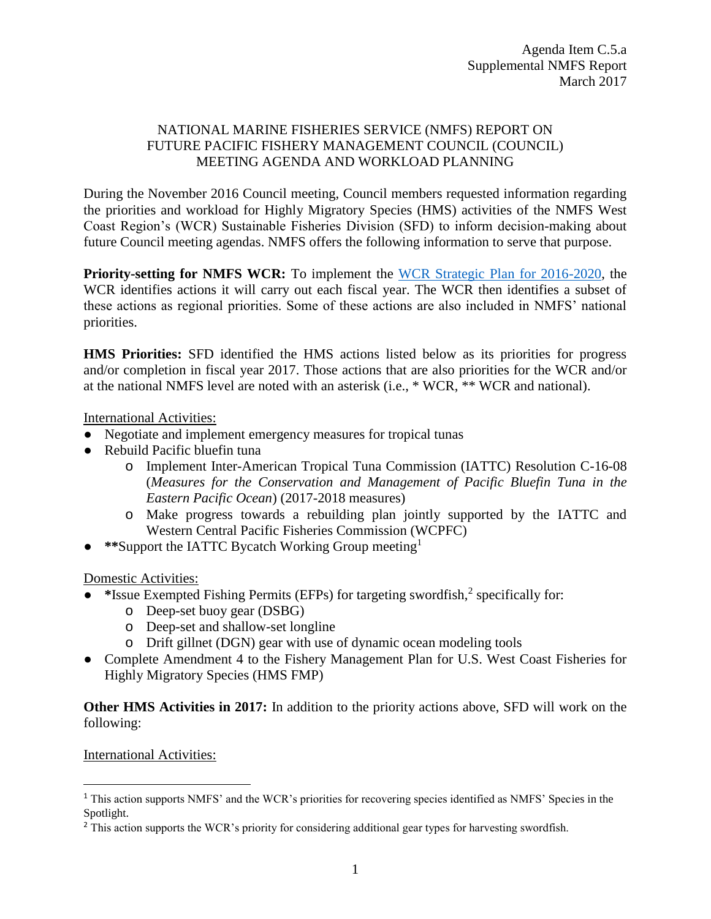Agenda Item C.5.a
Supplemental NMFS Report
March 2017

# NATIONAL MARINE FISHERIES SERVICE (NMFS) REPORT ON FUTURE PACIFIC FISHERY MANAGEMENT COUNCIL (COUNCIL) MEETING AGENDA AND WORKLOAD PLANNING

During the November 2016 Council meeting, Council members requested information regarding the priorities and workload for Highly Migratory Species (HMS) activities of the NMFS West Coast Region's (WCR) Sustainable Fisheries Division (SFD) to inform decision-making about future Council meeting agendas. NMFS offers the following information to serve that purpose.

**Priority-setting for NMFS WCR:** To implement the [WCR Strategic Plan for 2016-2020](), the WCR identifies actions it will carry out each fiscal year. The WCR then identifies a subset of these actions as regional priorities. Some of these actions are also included in NMFS' national priorities.

**HMS Priorities:** SFD identified the HMS actions listed below as its priorities for progress and/or completion in fiscal year 2017. Those actions that are also priorities for the WCR and/or at the national NMFS level are noted with an asterisk (i.e., * WCR, ** WCR and national).

International Activities:

- Negotiate and implement emergency measures for tropical tunas
- Rebuild Pacific bluefin tuna
  - Implement Inter-American Tropical Tuna Commission (IATTC) Resolution C-16-08 (*Measures for the Conservation and Management of Pacific Bluefin Tuna in the Eastern Pacific Ocean*) (2017-2018 measures)
  - Make progress towards a rebuilding plan jointly supported by the IATTC and Western Central Pacific Fisheries Commission (WCPFC)
- **Support the IATTC Bycatch Working Group meeting[1]

Domestic Activities:

- *Issue Exempted Fishing Permits (EFPs) for targeting swordfish,[2] specifically for:
  - Deep-set buoy gear (DSBG)
  - Deep-set and shallow-set longline
  - Drift gillnet (DGN) gear with use of dynamic ocean modeling tools
- Complete Amendment 4 to the Fishery Management Plan for U.S. West Coast Fisheries for Highly Migratory Species (HMS FMP)

**Other HMS Activities in 2017:** In addition to the priority actions above, SFD will work on the following:

International Activities:

[1] This action supports NMFS' and the WCR's priorities for recovering species identified as NMFS' Species in the Spotlight.

[2] This action supports the WCR's priority for considering additional gear types for harvesting swordfish.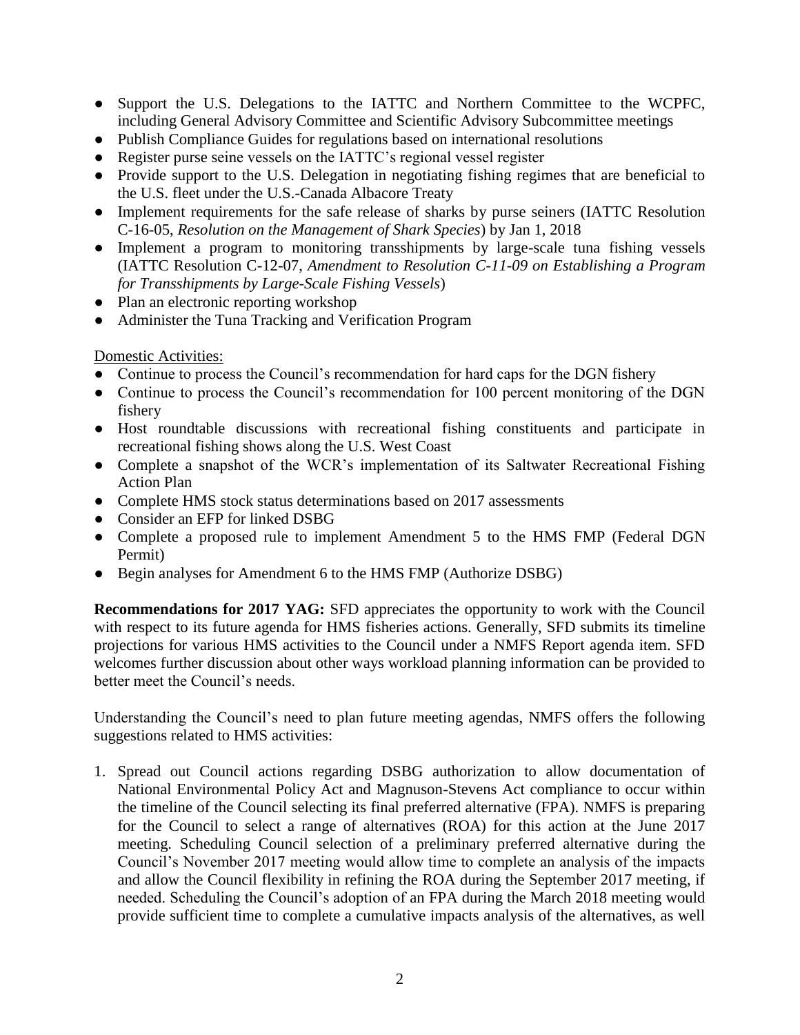- Support the U.S. Delegations to the IATTC and Northern Committee to the WCPFC, including General Advisory Committee and Scientific Advisory Subcommittee meetings
- Publish Compliance Guides for regulations based on international resolutions
- Register purse seine vessels on the IATTC's regional vessel register
- Provide support to the U.S. Delegation in negotiating fishing regimes that are beneficial to the U.S. fleet under the U.S.-Canada Albacore Treaty
- Implement requirements for the safe release of sharks by purse seiners (IATTC Resolution C-16-05, *Resolution on the Management of Shark Species*) by Jan 1, 2018
- Implement a program to monitoring transshipments by large-scale tuna fishing vessels (IATTC Resolution C-12-07, *Amendment to Resolution C-11-09 on Establishing a Program for Transshipments by Large-Scale Fishing Vessels*)
- Plan an electronic reporting workshop
- Administer the Tuna Tracking and Verification Program

Domestic Activities:

- Continue to process the Council's recommendation for hard caps for the DGN fishery
- Continue to process the Council's recommendation for 100 percent monitoring of the DGN fishery
- Host roundtable discussions with recreational fishing constituents and participate in recreational fishing shows along the U.S. West Coast
- Complete a snapshot of the WCR's implementation of its Saltwater Recreational Fishing Action Plan
- Complete HMS stock status determinations based on 2017 assessments
- Consider an EFP for linked DSBG
- Complete a proposed rule to implement Amendment 5 to the HMS FMP (Federal DGN Permit)
- Begin analyses for Amendment 6 to the HMS FMP (Authorize DSBG)

**Recommendations for 2017 YAG:** SFD appreciates the opportunity to work with the Council with respect to its future agenda for HMS fisheries actions. Generally, SFD submits its timeline projections for various HMS activities to the Council under a NMFS Report agenda item. SFD welcomes further discussion about other ways workload planning information can be provided to better meet the Council's needs.

Understanding the Council's need to plan future meeting agendas, NMFS offers the following suggestions related to HMS activities:

1. Spread out Council actions regarding DSBG authorization to allow documentation of National Environmental Policy Act and Magnuson-Stevens Act compliance to occur within the timeline of the Council selecting its final preferred alternative (FPA). NMFS is preparing for the Council to select a range of alternatives (ROA) for this action at the June 2017 meeting. Scheduling Council selection of a preliminary preferred alternative during the Council's November 2017 meeting would allow time to complete an analysis of the impacts and allow the Council flexibility in refining the ROA during the September 2017 meeting, if needed. Scheduling the Council's adoption of an FPA during the March 2018 meeting would provide sufficient time to complete a cumulative impacts analysis of the alternatives, as well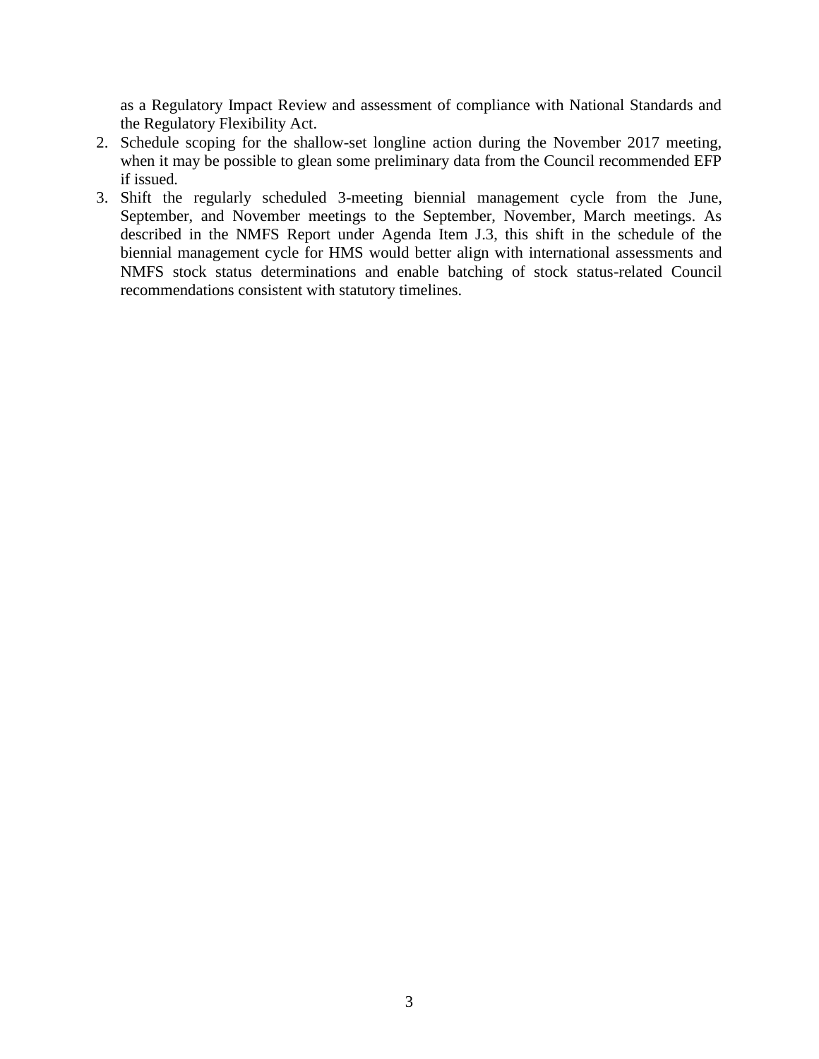as a Regulatory Impact Review and assessment of compliance with National Standards and the Regulatory Flexibility Act.

2. Schedule scoping for the shallow-set longline action during the November 2017 meeting, when it may be possible to glean some preliminary data from the Council recommended EFP if issued.
3. Shift the regularly scheduled 3-meeting biennial management cycle from the June, September, and November meetings to the September, November, March meetings. As described in the NMFS Report under Agenda Item J.3, this shift in the schedule of the biennial management cycle for HMS would better align with international assessments and NMFS stock status determinations and enable batching of stock status-related Council recommendations consistent with statutory timelines.